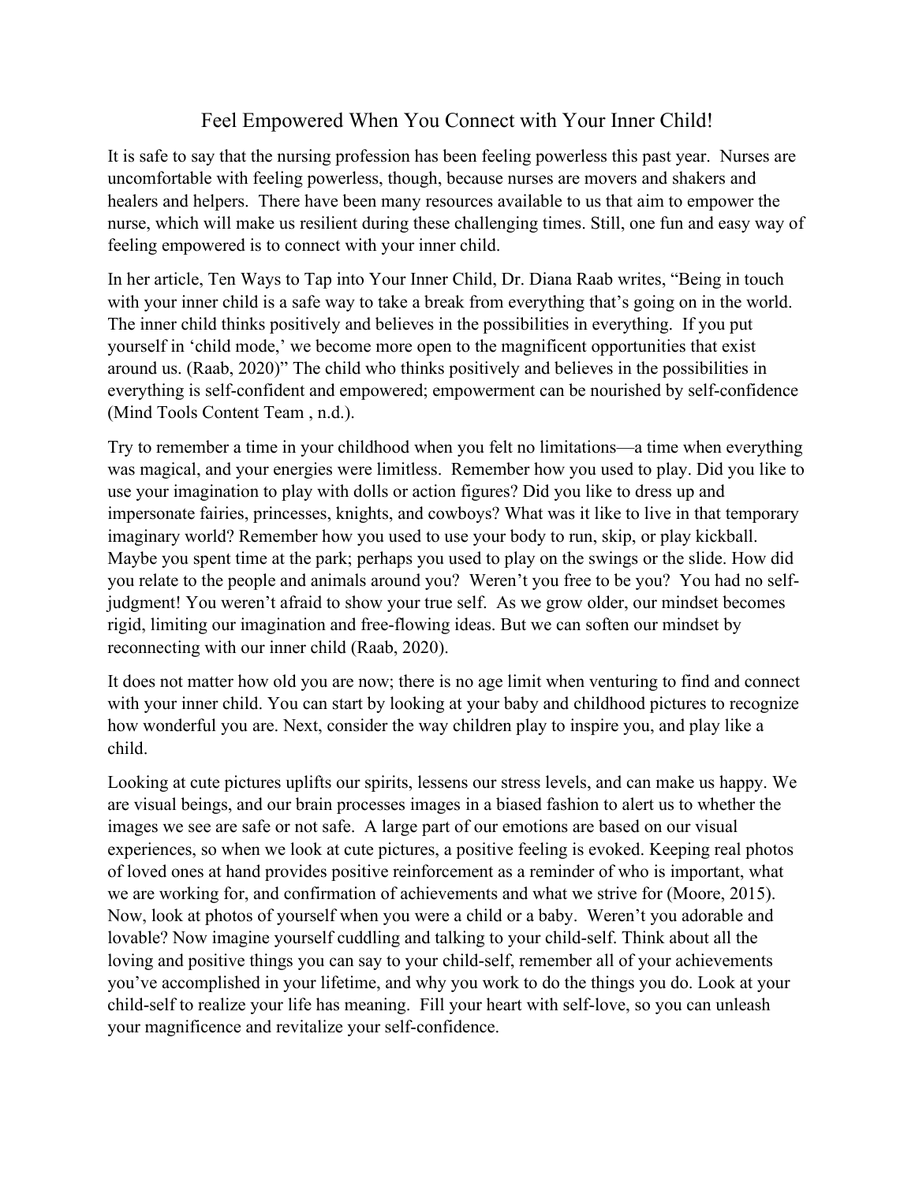# Feel Empowered When You Connect with Your Inner Child!

It is safe to say that the nursing profession has been feeling powerless this past year. Nurses are uncomfortable with feeling powerless, though, because nurses are movers and shakers and healers and helpers. There have been many resources available to us that aim to empower the nurse, which will make us resilient during these challenging times. Still, one fun and easy way of feeling empowered is to connect with your inner child.

In her article, Ten Ways to Tap into Your Inner Child, Dr. Diana Raab writes, "Being in touch with your inner child is a safe way to take a break from everything that's going on in the world. The inner child thinks positively and believes in the possibilities in everything. If you put yourself in 'child mode,' we become more open to the magnificent opportunities that exist around us. (Raab, 2020)" The child who thinks positively and believes in the possibilities in everything is self-confident and empowered; empowerment can be nourished by self-confidence (Mind Tools Content Team , n.d.).

Try to remember a time in your childhood when you felt no limitations—a time when everything was magical, and your energies were limitless. Remember how you used to play. Did you like to use your imagination to play with dolls or action figures? Did you like to dress up and impersonate fairies, princesses, knights, and cowboys? What was it like to live in that temporary imaginary world? Remember how you used to use your body to run, skip, or play kickball. Maybe you spent time at the park; perhaps you used to play on the swings or the slide. How did you relate to the people and animals around you? Weren't you free to be you? You had no self-judgment! You weren't afraid to show your true self. As we grow older, our mindset becomes rigid, limiting our imagination and free-flowing ideas. But we can soften our mindset by reconnecting with our inner child (Raab, 2020).

It does not matter how old you are now; there is no age limit when venturing to find and connect with your inner child. You can start by looking at your baby and childhood pictures to recognize how wonderful you are. Next, consider the way children play to inspire you, and play like a child.

Looking at cute pictures uplifts our spirits, lessens our stress levels, and can make us happy. We are visual beings, and our brain processes images in a biased fashion to alert us to whether the images we see are safe or not safe. A large part of our emotions are based on our visual experiences, so when we look at cute pictures, a positive feeling is evoked. Keeping real photos of loved ones at hand provides positive reinforcement as a reminder of who is important, what we are working for, and confirmation of achievements and what we strive for (Moore, 2015). Now, look at photos of yourself when you were a child or a baby. Weren't you adorable and lovable? Now imagine yourself cuddling and talking to your child-self. Think about all the loving and positive things you can say to your child-self, remember all of your achievements you've accomplished in your lifetime, and why you work to do the things you do. Look at your child-self to realize your life has meaning. Fill your heart with self-love, so you can unleash your magnificence and revitalize your self-confidence.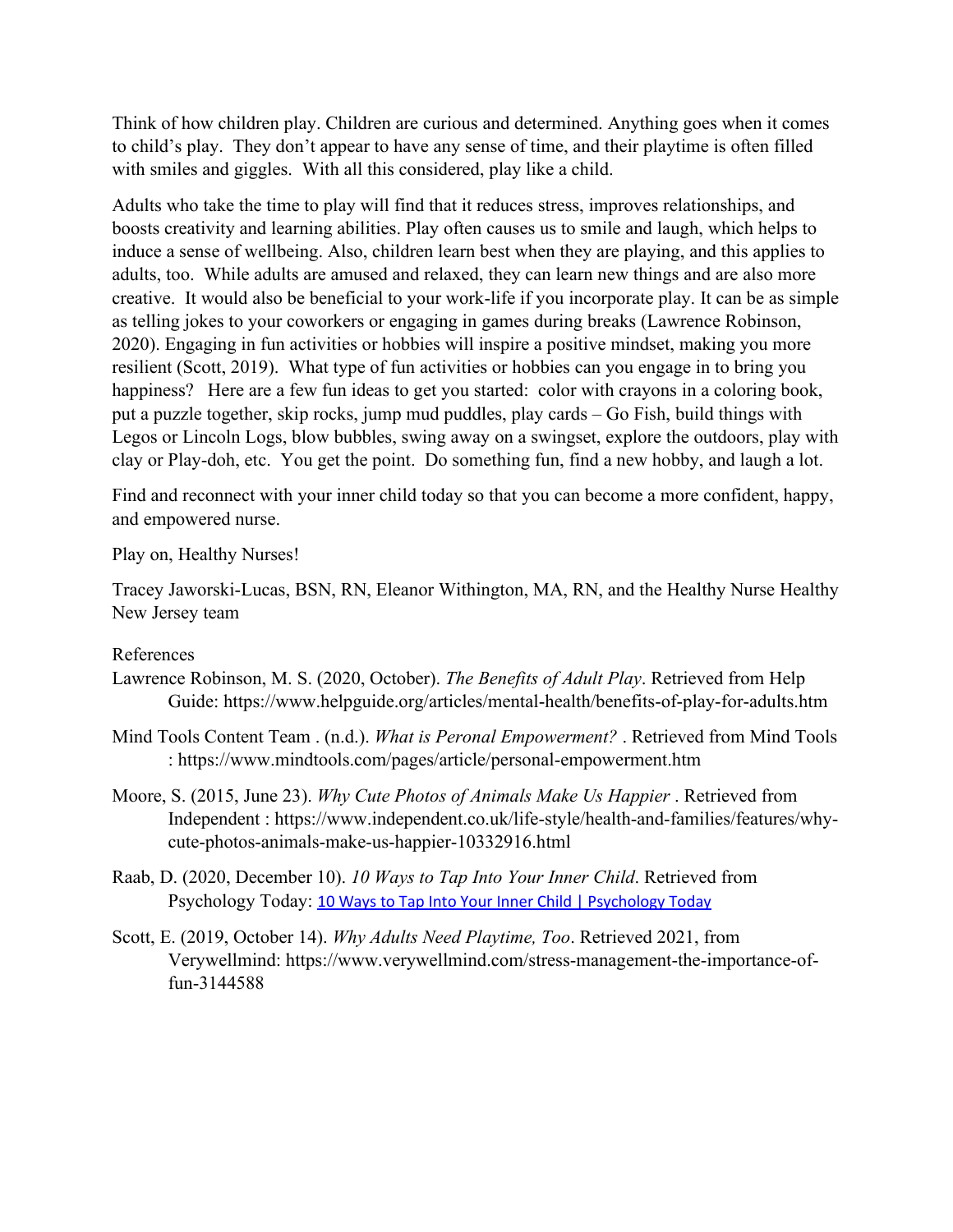Think of how children play. Children are curious and determined. Anything goes when it comes to child's play. They don't appear to have any sense of time, and their playtime is often filled with smiles and giggles. With all this considered, play like a child.

Adults who take the time to play will find that it reduces stress, improves relationships, and boosts creativity and learning abilities. Play often causes us to smile and laugh, which helps to induce a sense of wellbeing. Also, children learn best when they are playing, and this applies to adults, too. While adults are amused and relaxed, they can learn new things and are also more creative. It would also be beneficial to your work-life if you incorporate play. It can be as simple as telling jokes to your coworkers or engaging in games during breaks (Lawrence Robinson, 2020). Engaging in fun activities or hobbies will inspire a positive mindset, making you more resilient (Scott, 2019). What type of fun activities or hobbies can you engage in to bring you happiness? Here are a few fun ideas to get you started: color with crayons in a coloring book, put a puzzle together, skip rocks, jump mud puddles, play cards – Go Fish, build things with Legos or Lincoln Logs, blow bubbles, swing away on a swingset, explore the outdoors, play with clay or Play-doh, etc. You get the point. Do something fun, find a new hobby, and laugh a lot.

Find and reconnect with your inner child today so that you can become a more confident, happy, and empowered nurse.

Play on, Healthy Nurses!

Tracey Jaworski-Lucas, BSN, RN, Eleanor Withington, MA, RN, and the Healthy Nurse Healthy New Jersey team

References

Lawrence Robinson, M. S. (2020, October). *The Benefits of Adult Play*. Retrieved from Help Guide: https://www.helpguide.org/articles/mental-health/benefits-of-play-for-adults.htm

Mind Tools Content Team . (n.d.). *What is Peronal Empowerment?* . Retrieved from Mind Tools : https://www.mindtools.com/pages/article/personal-empowerment.htm

Moore, S. (2015, June 23). *Why Cute Photos of Animals Make Us Happier* . Retrieved from Independent : https://www.independent.co.uk/life-style/health-and-families/features/why-cute-photos-animals-make-us-happier-10332916.html

Raab, D. (2020, December 10). *10 Ways to Tap Into Your Inner Child*. Retrieved from Psychology Today: 10 Ways to Tap Into Your Inner Child | Psychology Today

Scott, E. (2019, October 14). *Why Adults Need Playtime, Too*. Retrieved 2021, from Verywellmind: https://www.verywellmind.com/stress-management-the-importance-of-fun-3144588